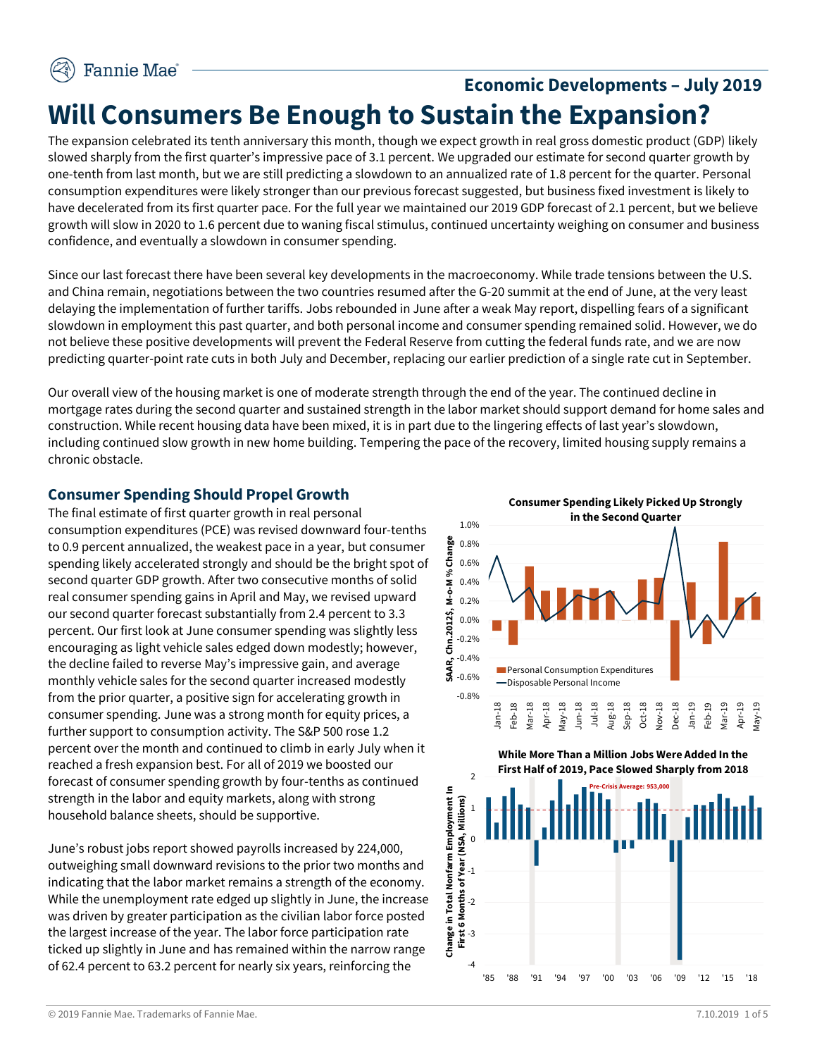Economic Developments – July 2019

# Will Consumers Be Enough to Sustain the Expansion?

The expansion celebrated its tenth anniversary this month, though we expect growth in real gross domestic product (GDP) likely slowed sharply from the first quarter's impressive pace of 3.1 percent. We upgraded our estimate for second quarter growth by one-tenth from last month, but we are still predicting a slowdown to an annualized rate of 1.8 percent for the quarter. Personal consumption expenditures were likely stronger than our previous forecast suggested, but business fixed investment is likely to have decelerated from its first quarter pace. For the full year we maintained our 2019 GDP forecast of 2.1 percent, but we believe growth will slow in 2020 to 1.6 percent due to waning fiscal stimulus, continued uncertainty weighing on consumer and business confidence, and eventually a slowdown in consumer spending.

Since our last forecast there have been several key developments in the macroeconomy. While trade tensions between the U.S. and China remain, negotiations between the two countries resumed after the G-20 summit at the end of June, at the very least delaying the implementation of further tariffs. Jobs rebounded in June after a weak May report, dispelling fears of a significant slowdown in employment this past quarter, and both personal income and consumer spending remained solid. However, we do not believe these positive developments will prevent the Federal Reserve from cutting the federal funds rate, and we are now predicting quarter-point rate cuts in both July and December, replacing our earlier prediction of a single rate cut in September.

Our overall view of the housing market is one of moderate strength through the end of the year. The continued decline in mortgage rates during the second quarter and sustained strength in the labor market should support demand for home sales and construction. While recent housing data have been mixed, it is in part due to the lingering effects of last year's slowdown, including continued slow growth in new home building. Tempering the pace of the recovery, limited housing supply remains a chronic obstacle.

## Consumer Spending Should Propel Growth

The final estimate of first quarter growth in real personal consumption expenditures (PCE) was revised downward four-tenths to 0.9 percent annualized, the weakest pace in a year, but consumer spending likely accelerated strongly and should be the bright spot of second quarter GDP growth. After two consecutive months of solid real consumer spending gains in April and May, we revised upward our second quarter forecast substantially from 2.4 percent to 3.3 percent. Our first look at June consumer spending was slightly less encouraging as light vehicle sales edged down modestly; however, the decline failed to reverse May's impressive gain, and average monthly vehicle sales for the second quarter increased modestly from the prior quarter, a positive sign for accelerating growth in consumer spending. June was a strong month for equity prices, a further support to consumption activity. The S&P 500 rose 1.2 percent over the month and continued to climb in early July when it reached a fresh expansion best. For all of 2019 we boosted our forecast of consumer spending growth by four-tenths as continued strength in the labor and equity markets, along with strong household balance sheets, should be supportive.

June's robust jobs report showed payrolls increased by 224,000, outweighing small downward revisions to the prior two months and indicating that the labor market remains a strength of the economy. While the unemployment rate edged up slightly in June, the increase was driven by greater participation as the civilian labor force posted the largest increase of the year. The labor force participation rate ticked up slightly in June and has remained within the narrow range of 62.4 percent to 63.2 percent for nearly six years, reinforcing the

**Consumer Spending Likely Picked Up Strongly in the Second Quarter**

**While More Than a Million Jobs Were Added In the First Half of 2019, Pace Slowed Sharply from 2018**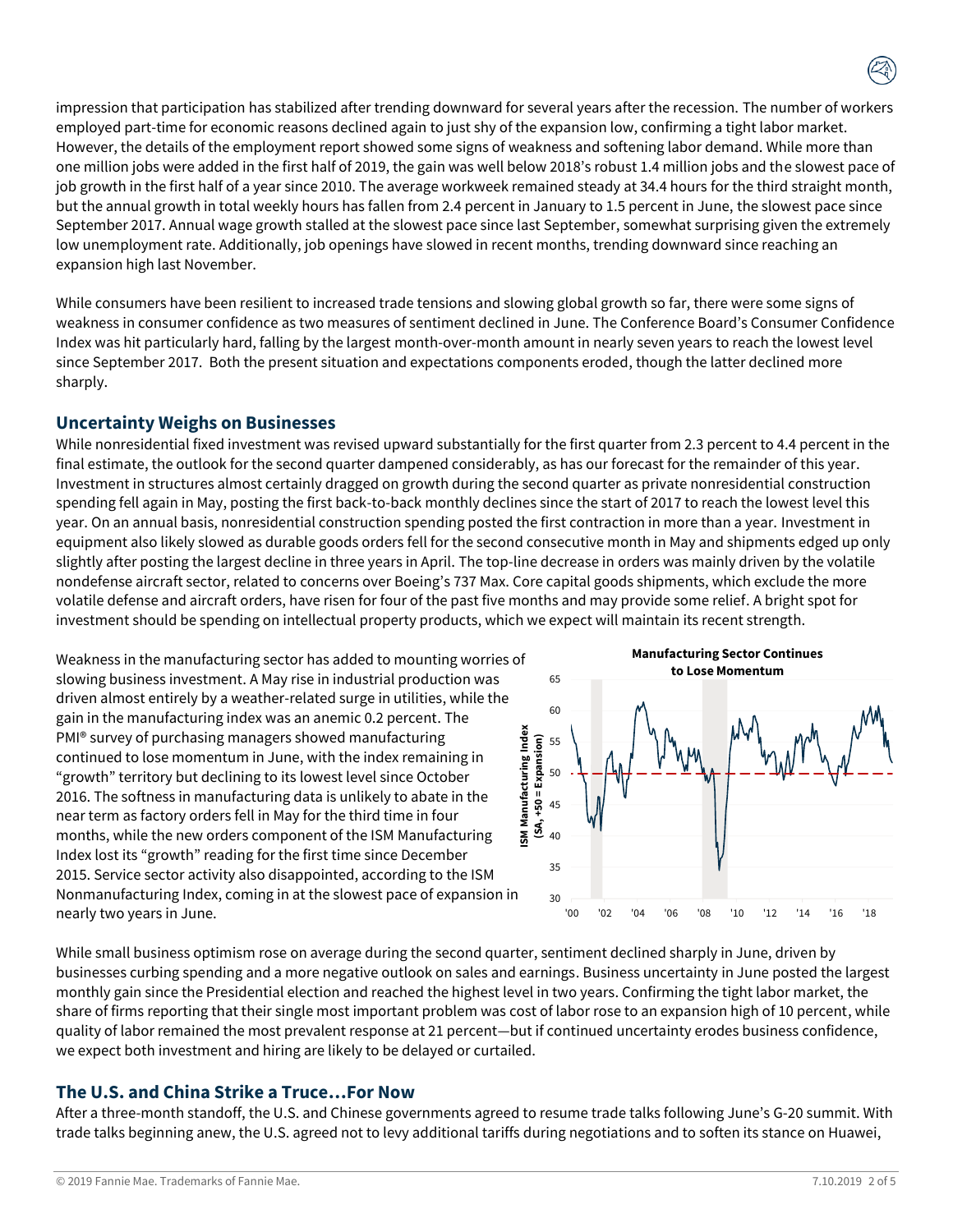impression that participation has stabilized after trending downward for several years after the recession. The number of workers employed part-time for economic reasons declined again to just shy of the expansion low, confirming a tight labor market. However, the details of the employment report showed some signs of weakness and softening labor demand. While more than one million jobs were added in the first half of 2019, the gain was well below 2018's robust 1.4 million jobs and the slowest pace of job growth in the first half of a year since 2010. The average workweek remained steady at 34.4 hours for the third straight month, but the annual growth in total weekly hours has fallen from 2.4 percent in January to 1.5 percent in June, the slowest pace since September 2017. Annual wage growth stalled at the slowest pace since last September, somewhat surprising given the extremely low unemployment rate. Additionally, job openings have slowed in recent months, trending downward since reaching an expansion high last November.

While consumers have been resilient to increased trade tensions and slowing global growth so far, there were some signs of weakness in consumer confidence as two measures of sentiment declined in June. The Conference Board's Consumer Confidence Index was hit particularly hard, falling by the largest month-over-month amount in nearly seven years to reach the lowest level since September 2017. Both the present situation and expectations components eroded, though the latter declined more sharply.

## Uncertainty Weighs on Businesses

While nonresidential fixed investment was revised upward substantially for the first quarter from 2.3 percent to 4.4 percent in the final estimate, the outlook for the second quarter dampened considerably, as has our forecast for the remainder of this year. Investment in structures almost certainly dragged on growth during the second quarter as private nonresidential construction spending fell again in May, posting the first back-to-back monthly declines since the start of 2017 to reach the lowest level this year. On an annual basis, nonresidential construction spending posted the first contraction in more than a year. Investment in equipment also likely slowed as durable goods orders fell for the second consecutive month in May and shipments edged up only slightly after posting the largest decline in three years in April. The top-line decrease in orders was mainly driven by the volatile nondefense aircraft sector, related to concerns over Boeing's 737 Max. Core capital goods shipments, which exclude the more volatile defense and aircraft orders, have risen for four of the past five months and may provide some relief. A bright spot for investment should be spending on intellectual property products, which we expect will maintain its recent strength.

Weakness in the manufacturing sector has added to mounting worries of slowing business investment. A May rise in industrial production was driven almost entirely by a weather-related surge in utilities, while the gain in the manufacturing index was an anemic 0.2 percent. The PMI® survey of purchasing managers showed manufacturing continued to lose momentum in June, with the index remaining in "growth" territory but declining to its lowest level since October 2016. The softness in manufacturing data is unlikely to abate in the near term as factory orders fell in May for the third time in four months, while the new orders component of the ISM Manufacturing Index lost its "growth" reading for the first time since December 2015. Service sector activity also disappointed, according to the ISM Nonmanufacturing Index, coming in at the slowest pace of expansion in nearly two years in June.

**Manufacturing Sector Continues to Lose Momentum**

While small business optimism rose on average during the second quarter, sentiment declined sharply in June, driven by businesses curbing spending and a more negative outlook on sales and earnings. Business uncertainty in June posted the largest monthly gain since the Presidential election and reached the highest level in two years. Confirming the tight labor market, the share of firms reporting that their single most important problem was cost of labor rose to an expansion high of 10 percent, while quality of labor remained the most prevalent response at 21 percent—but if continued uncertainty erodes business confidence, we expect both investment and hiring are likely to be delayed or curtailed.

## The U.S. and China Strike a Truce…For Now

After a three-month standoff, the U.S. and Chinese governments agreed to resume trade talks following June's G-20 summit. With trade talks beginning anew, the U.S. agreed not to levy additional tariffs during negotiations and to soften its stance on Huawei,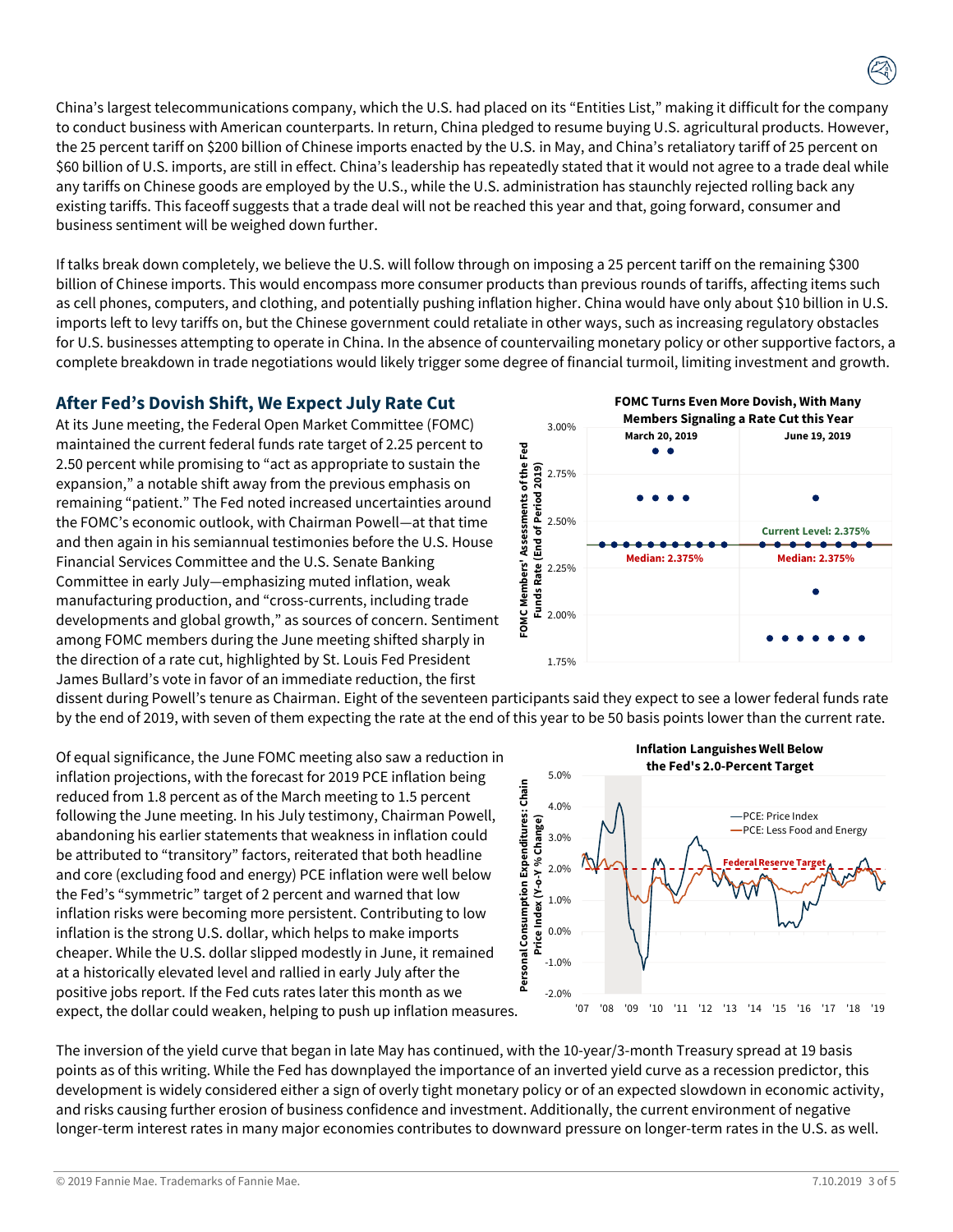China's largest telecommunications company, which the U.S. had placed on its "Entities List," making it difficult for the company to conduct business with American counterparts. In return, China pledged to resume buying U.S. agricultural products. However, the 25 percent tariff on $200 billion of Chinese imports enacted by the U.S. in May, and China's retaliatory tariff of 25 percent on $60 billion of U.S. imports, are still in effect. China's leadership has repeatedly stated that it would not agree to a trade deal while any tariffs on Chinese goods are employed by the U.S., while the U.S. administration has staunchly rejected rolling back any existing tariffs. This faceoff suggests that a trade deal will not be reached this year and that, going forward, consumer and business sentiment will be weighed down further.

If talks break down completely, we believe the U.S. will follow through on imposing a 25 percent tariff on the remaining $300 billion of Chinese imports. This would encompass more consumer products than previous rounds of tariffs, affecting items such as cell phones, computers, and clothing, and potentially pushing inflation higher. China would have only about $10 billion in U.S. imports left to levy tariffs on, but the Chinese government could retaliate in other ways, such as increasing regulatory obstacles for U.S. businesses attempting to operate in China. In the absence of countervailing monetary policy or other supportive factors, a complete breakdown in trade negotiations would likely trigger some degree of financial turmoil, limiting investment and growth.

## After Fed's Dovish Shift, We Expect July Rate Cut

At its June meeting, the Federal Open Market Committee (FOMC) maintained the current federal funds rate target of 2.25 percent to 2.50 percent while promising to "act as appropriate to sustain the expansion," a notable shift away from the previous emphasis on remaining "patient." The Fed noted increased uncertainties around the FOMC's economic outlook, with Chairman Powell—at that time and then again in his semiannual testimonies before the U.S. House Financial Services Committee and the U.S. Senate Banking Committee in early July—emphasizing muted inflation, weak manufacturing production, and "cross-currents, including trade developments and global growth," as sources of concern. Sentiment among FOMC members during the June meeting shifted sharply in the direction of a rate cut, highlighted by St. Louis Fed President James Bullard's vote in favor of an immediate reduction, the first dissent during Powell's tenure as Chairman. Eight of the seventeen participants said they expect to see a lower federal funds rate by the end of 2019, with seven of them expecting the rate at the end of this year to be 50 basis points lower than the current rate.

**FOMC Turns Even More Dovish, With Many Members Signaling a Rate Cut this Year**

Of equal significance, the June FOMC meeting also saw a reduction in inflation projections, with the forecast for 2019 PCE inflation being reduced from 1.8 percent as of the March meeting to 1.5 percent following the June meeting. In his July testimony, Chairman Powell, abandoning his earlier statements that weakness in inflation could be attributed to "transitory" factors, reiterated that both headline and core (excluding food and energy) PCE inflation were well below the Fed's "symmetric" target of 2 percent and warned that low inflation risks were becoming more persistent. Contributing to low inflation is the strong U.S. dollar, which helps to make imports cheaper. While the U.S. dollar slipped modestly in June, it remained at a historically elevated level and rallied in early July after the positive jobs report. If the Fed cuts rates later this month as we expect, the dollar could weaken, helping to push up inflation measures.

**Inflation Languishes Well Below the Fed's 2.0-Percent Target**

The inversion of the yield curve that began in late May has continued, with the 10-year/3-month Treasury spread at 19 basis points as of this writing. While the Fed has downplayed the importance of an inverted yield curve as a recession predictor, this development is widely considered either a sign of overly tight monetary policy or of an expected slowdown in economic activity, and risks causing further erosion of business confidence and investment. Additionally, the current environment of negative longer-term interest rates in many major economies contributes to downward pressure on longer-term rates in the U.S. as well.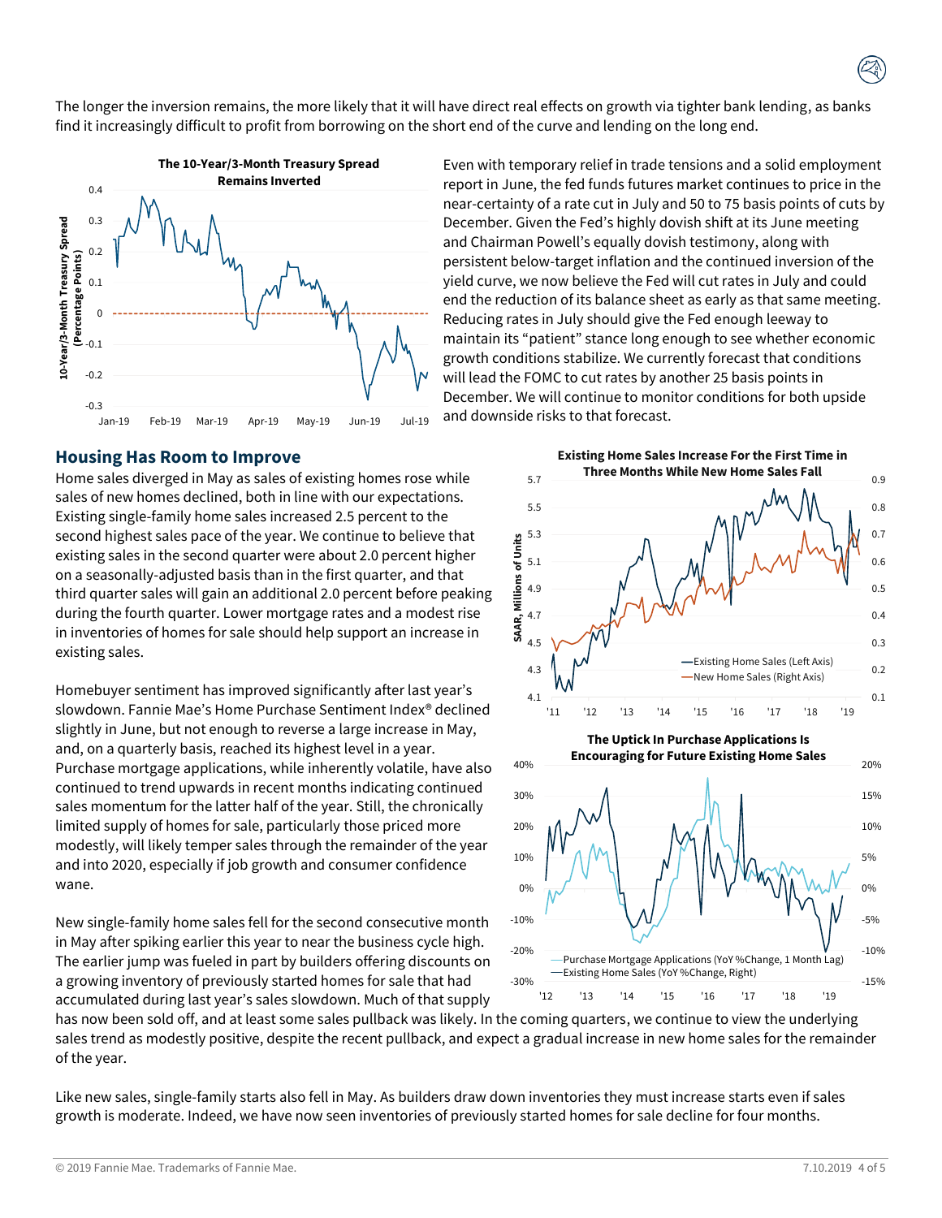The longer the inversion remains, the more likely that it will have direct real effects on growth via tighter bank lending, as banks find it increasingly difficult to profit from borrowing on the short end of the curve and lending on the long end.

**The 10-Year/3-Month Treasury Spread Remains Inverted**

Even with temporary relief in trade tensions and a solid employment report in June, the fed funds futures market continues to price in the near-certainty of a rate cut in July and 50 to 75 basis points of cuts by December. Given the Fed's highly dovish shift at its June meeting and Chairman Powell's equally dovish testimony, along with persistent below-target inflation and the continued inversion of the yield curve, we now believe the Fed will cut rates in July and could end the reduction of its balance sheet as early as that same meeting. Reducing rates in July should give the Fed enough leeway to maintain its "patient" stance long enough to see whether economic growth conditions stabilize. We currently forecast that conditions will lead the FOMC to cut rates by another 25 basis points in December. We will continue to monitor conditions for both upside and downside risks to that forecast.

## Housing Has Room to Improve

Home sales diverged in May as sales of existing homes rose while sales of new homes declined, both in line with our expectations. Existing single-family home sales increased 2.5 percent to the second highest sales pace of the year. We continue to believe that existing sales in the second quarter were about 2.0 percent higher on a seasonally-adjusted basis than in the first quarter, and that third quarter sales will gain an additional 2.0 percent before peaking during the fourth quarter. Lower mortgage rates and a modest rise in inventories of homes for sale should help support an increase in existing sales.

**Existing Home Sales Increase For the First Time in Three Months While New Home Sales Fall**

Homebuyer sentiment has improved significantly after last year's slowdown. Fannie Mae's Home Purchase Sentiment Index® declined slightly in June, but not enough to reverse a large increase in May, and, on a quarterly basis, reached its highest level in a year. Purchase mortgage applications, while inherently volatile, have also continued to trend upwards in recent months indicating continued sales momentum for the latter half of the year. Still, the chronically limited supply of homes for sale, particularly those priced more modestly, will likely temper sales through the remainder of the year and into 2020, especially if job growth and consumer confidence wane.

**The Uptick In Purchase Applications Is Encouraging for Future Existing Home Sales**

New single-family home sales fell for the second consecutive month in May after spiking earlier this year to near the business cycle high. The earlier jump was fueled in part by builders offering discounts on a growing inventory of previously started homes for sale that had accumulated during last year's sales slowdown. Much of that supply has now been sold off, and at least some sales pullback was likely. In the coming quarters, we continue to view the underlying sales trend as modestly positive, despite the recent pullback, and expect a gradual increase in new home sales for the remainder of the year.

Like new sales, single-family starts also fell in May. As builders draw down inventories they must increase starts even if sales growth is moderate. Indeed, we have now seen inventories of previously started homes for sale decline for four months.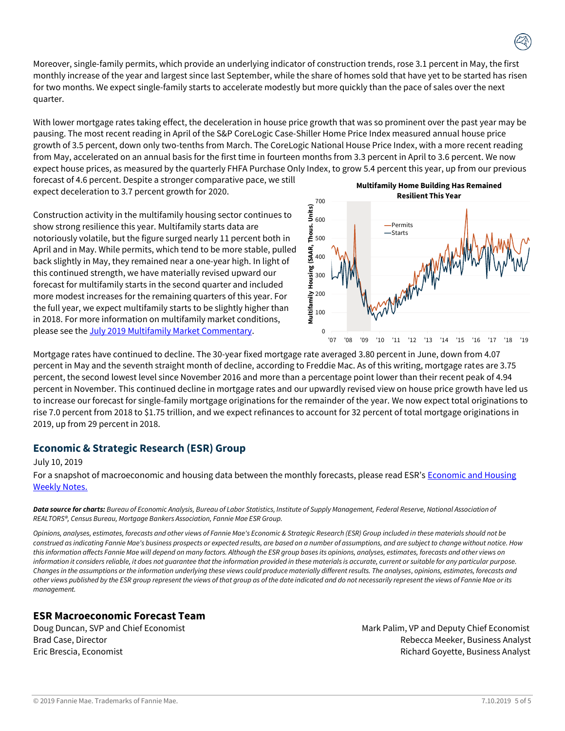Moreover, single-family permits, which provide an underlying indicator of construction trends, rose 3.1 percent in May, the first monthly increase of the year and largest since last September, while the share of homes sold that have yet to be started has risen for two months. We expect single-family starts to accelerate modestly but more quickly than the pace of sales over the next quarter.

With lower mortgage rates taking effect, the deceleration in house price growth that was so prominent over the past year may be pausing. The most recent reading in April of the S&P CoreLogic Case-Shiller Home Price Index measured annual house price growth of 3.5 percent, down only two-tenths from March. The CoreLogic National House Price Index, with a more recent reading from May, accelerated on an annual basis for the first time in fourteen months from 3.3 percent in April to 3.6 percent. We now expect house prices, as measured by the quarterly FHFA Purchase Only Index, to grow 5.4 percent this year, up from our previous forecast of 4.6 percent. Despite a stronger comparative pace, we still expect deceleration to 3.7 percent growth for 2020.

Construction activity in the multifamily housing sector continues to show strong resilience this year. Multifamily starts data are notoriously volatile, but the figure surged nearly 11 percent both in April and in May. While permits, which tend to be more stable, pulled back slightly in May, they remained near a one-year high. In light of this continued strength, we have materially revised upward our forecast for multifamily starts in the second quarter and included more modest increases for the remaining quarters of this year. For the full year, we expect multifamily starts to be slightly higher than in 2018. For more information on multifamily market conditions, please see the [July 2019 Multifamily Market Commentary](#).

**Multifamily Home Building Has Remained Resilient This Year**

Multifamily Housing (SAAR, Thous. Units)

700
600
500
400
300
200
100
0

'07 '08 '09 '10 '11 '12 '13 '14 '15 '16 '17 '18 '19

Permits
Starts

Mortgage rates have continued to decline. The 30-year fixed mortgage rate averaged 3.80 percent in June, down from 4.07 percent in May and the seventh straight month of decline, according to Freddie Mac. As of this writing, mortgage rates are 3.75 percent, the second lowest level since November 2016 and more than a percentage point lower than their recent peak of 4.94 percent in November. This continued decline in mortgage rates and our upwardly revised view on house price growth have led us to increase our forecast for single-family mortgage originations for the remainder of the year. We now expect total originations to rise 7.0 percent from 2018 to $1.75 trillion, and we expect refinances to account for 32 percent of total mortgage originations in 2019, up from 29 percent in 2018.

## Economic & Strategic Research (ESR) Group

July 10, 2019

For a snapshot of macroeconomic and housing data between the monthly forecasts, please read ESR's [Economic and Housing Weekly Notes.](#)

***Data source for charts:*** *Bureau of Economic Analysis, Bureau of Labor Statistics, Institute of Supply Management, Federal Reserve, National Association of REALTORS®, Census Bureau, Mortgage Bankers Association, Fannie Mae ESR Group.*

*Opinions, analyses, estimates, forecasts and other views of Fannie Mae's Economic & Strategic Research (ESR) Group included in these materials should not be construed as indicating Fannie Mae's business prospects or expected results, are based on a number of assumptions, and are subject to change without notice. How this information affects Fannie Mae will depend on many factors. Although the ESR group bases its opinions, analyses, estimates, forecasts and other views on information it considers reliable, it does not guarantee that the information provided in these materials is accurate, current or suitable for any particular purpose. Changes in the assumptions or the information underlying these views could produce materially different results. The analyses, opinions, estimates, forecasts and other views published by the ESR group represent the views of that group as of the date indicated and do not necessarily represent the views of Fannie Mae or its management.*

## ESR Macroeconomic Forecast Team

Doug Duncan, SVP and Chief Economist
Brad Case, Director
Eric Brescia, Economist

Mark Palim, VP and Deputy Chief Economist
Rebecca Meeker, Business Analyst
Richard Goyette, Business Analyst

© 2019 Fannie Mae. Trademarks of Fannie Mae.